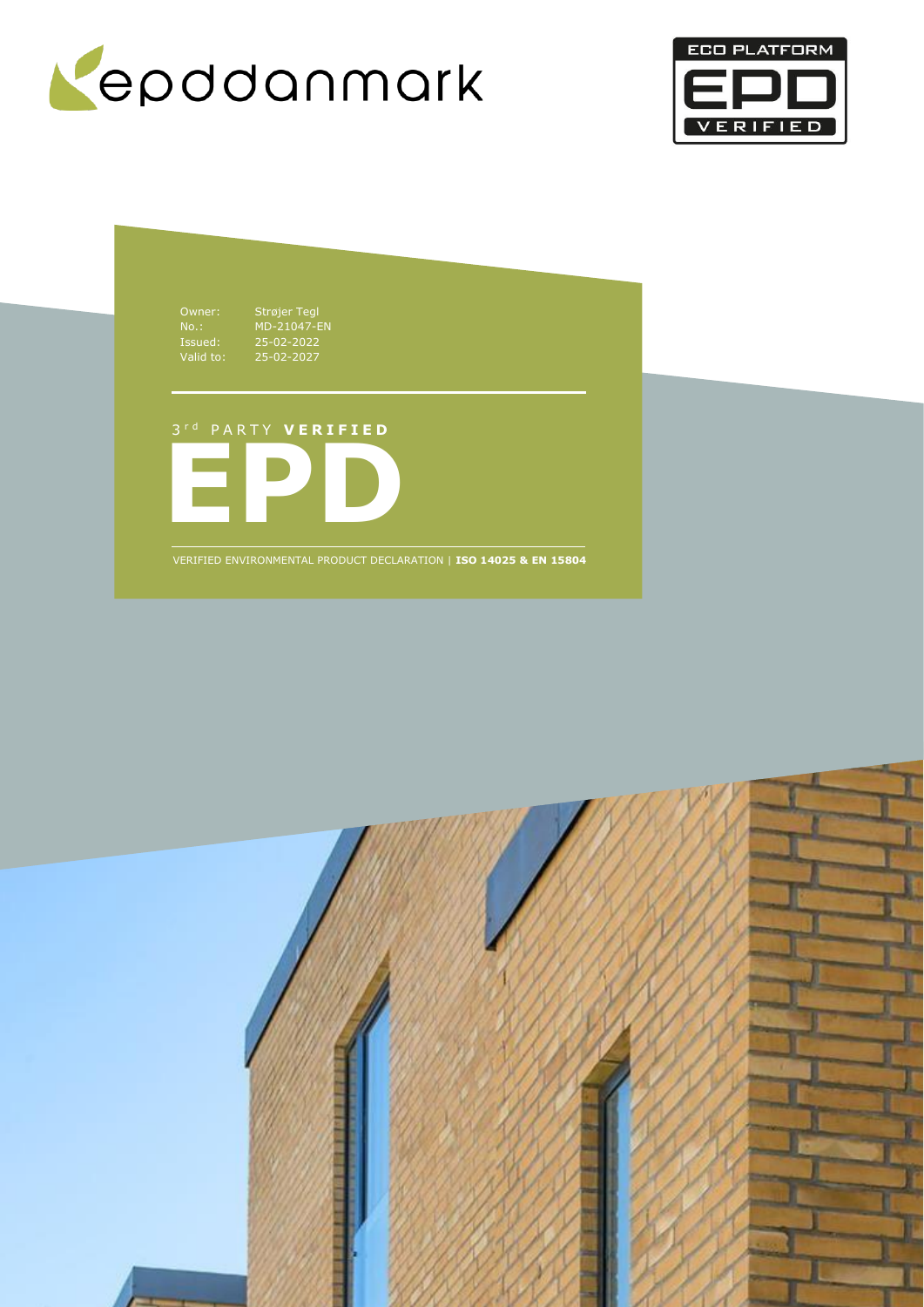epddanmark

ECO PLATFORM EPD VERIFIED

Owner: Strøjer Tegl
No.: MD-21047-EN
Issued: 25-02-2022
Valid to: 25-02-2027

3rd PARTY **VERIFIED**

# EPD

VERIFIED ENVIRONMENTAL PRODUCT DECLARATION | **ISO 14025 & EN 15804**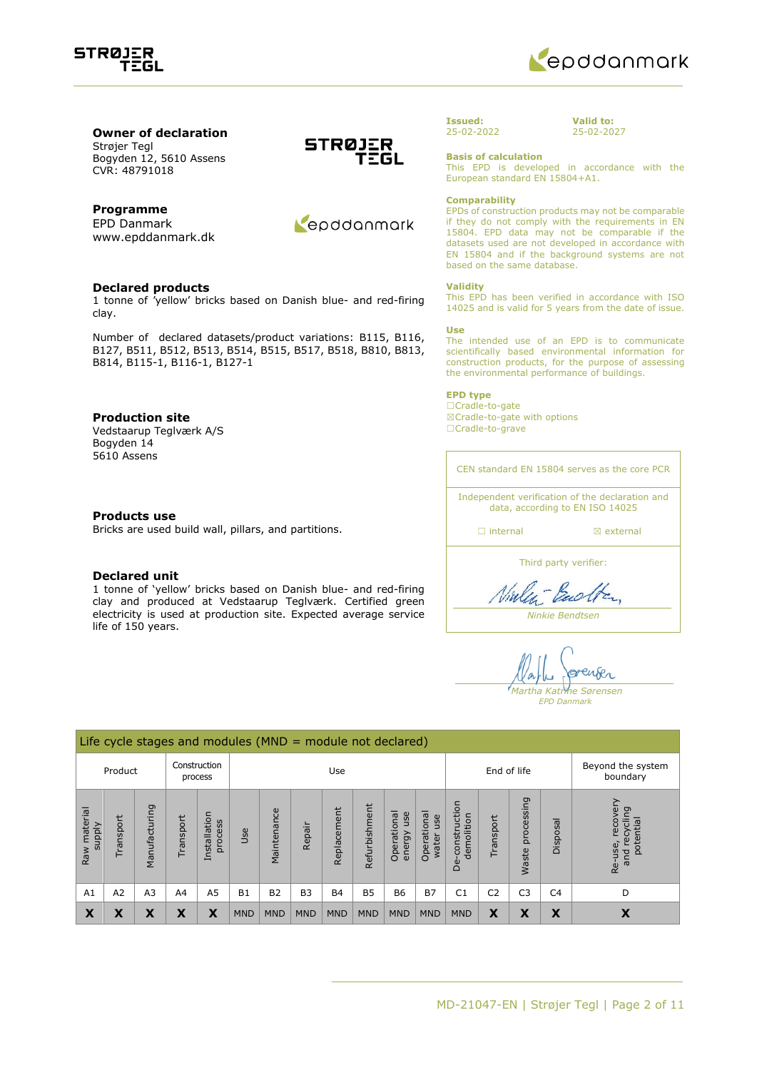## Owner of declaration

Strøjer Tegl
Bogyden 12, 5610 Assens
CVR: 48791018

## Programme

EPD Danmark
www.epddanmark.dk

## Declared products

1 tonne of 'yellow' bricks based on Danish blue- and red-firing clay.

Number of declared datasets/product variations: B115, B116, B127, B511, B512, B513, B514, B515, B517, B518, B810, B813, B814, B115-1, B116-1, B127-1

## Production site

Vedstaarup Teglværk A/S
Bogyden 14
5610 Assens

## Products use

Bricks are used build wall, pillars, and partitions.

## Declared unit

1 tonne of 'yellow' bricks based on Danish blue- and red-firing clay and produced at Vedstaarup Teglværk. Certified green electricity is used at production site. Expected average service life of 150 years.

**Issued:** 25-02-2022

**Valid to:** 25-02-2027

**Basis of calculation**
This EPD is developed in accordance with the European standard EN 15804+A1.

**Comparability**
EPDs of construction products may not be comparable if they do not comply with the requirements in EN 15804. EPD data may not be comparable if the datasets used are not developed in accordance with EN 15804 and if the background systems are not based on the same database.

**Validity**
This EPD has been verified in accordance with ISO 14025 and is valid for 5 years from the date of issue.

**Use**
The intended use of an EPD is to communicate scientifically based environmental information for construction products, for the purpose of assessing the environmental performance of buildings.

**EPD type**
☐Cradle-to-gate
☒Cradle-to-gate with options
☐Cradle-to-grave

CEN standard EN 15804 serves as the core PCR

Independent verification of the declaration and data, according to EN ISO 14025

☐ internal ☒ external

Third party verifier:

*Ninkie Bendtsen*

*Martha Katrine Sørensen*
*EPD Danmark*

| Life cycle stages and modules (MND = module not declared) | | | | | | | | | | | | | | | | |
|---|---|---|---|---|---|---|---|---|---|---|---|---|---|---|---|---|
| Product | | | Construction process | | Use | | | | | | | End of life | | | | Beyond the system boundary |
| Raw material supply | Transport | Manufacturing | Transport | Installation process | Use | Maintenance | Repair | Replacement | Refurbishment | Operational energy use | Operational water use | De-construction demolition | Transport | Waste processing | Disposal | Re-use, recovery and recycling potential |
| A1 | A2 | A3 | A4 | A5 | B1 | B2 | B3 | B4 | B5 | B6 | B7 | C1 | C2 | C3 | C4 | D |
| X | X | X | X | X | MND | MND | MND | MND | MND | MND | MND | MND | X | X | X | X |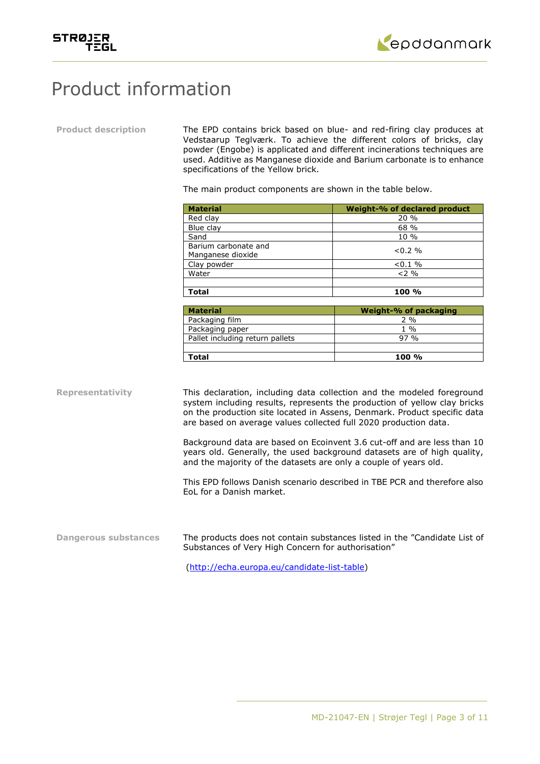# Product information

**Product description**

The EPD contains brick based on blue- and red-firing clay produces at Vedstaarup Teglværk. To achieve the different colors of bricks, clay powder (Engobe) is applicated and different incinerations techniques are used. Additive as Manganese dioxide and Barium carbonate is to enhance specifications of the Yellow brick.

The main product components are shown in the table below.

| Material | Weight-% of declared product |
|---|---|
| Red clay | 20 % |
| Blue clay | 68 % |
| Sand | 10 % |
| Barium carbonate and Manganese dioxide | <0.2 % |
| Clay powder | <0.1 % |
| Water | <2 % |
| | |
| **Total** | **100 %** |

| Material | Weight-% of packaging |
|---|---|
| Packaging film | 2 % |
| Packaging paper | 1 % |
| Pallet including return pallets | 97 % |
| | |
| **Total** | **100 %** |

**Representativity**

This declaration, including data collection and the modeled foreground system including results, represents the production of yellow clay bricks on the production site located in Assens, Denmark. Product specific data are based on average values collected full 2020 production data.

Background data are based on Ecoinvent 3.6 cut-off and are less than 10 years old. Generally, the used background datasets are of high quality, and the majority of the datasets are only a couple of years old.

This EPD follows Danish scenario described in TBE PCR and therefore also EoL for a Danish market.

**Dangerous substances**

The products does not contain substances listed in the "Candidate List of Substances of Very High Concern for authorisation"

(http://echa.europa.eu/candidate-list-table)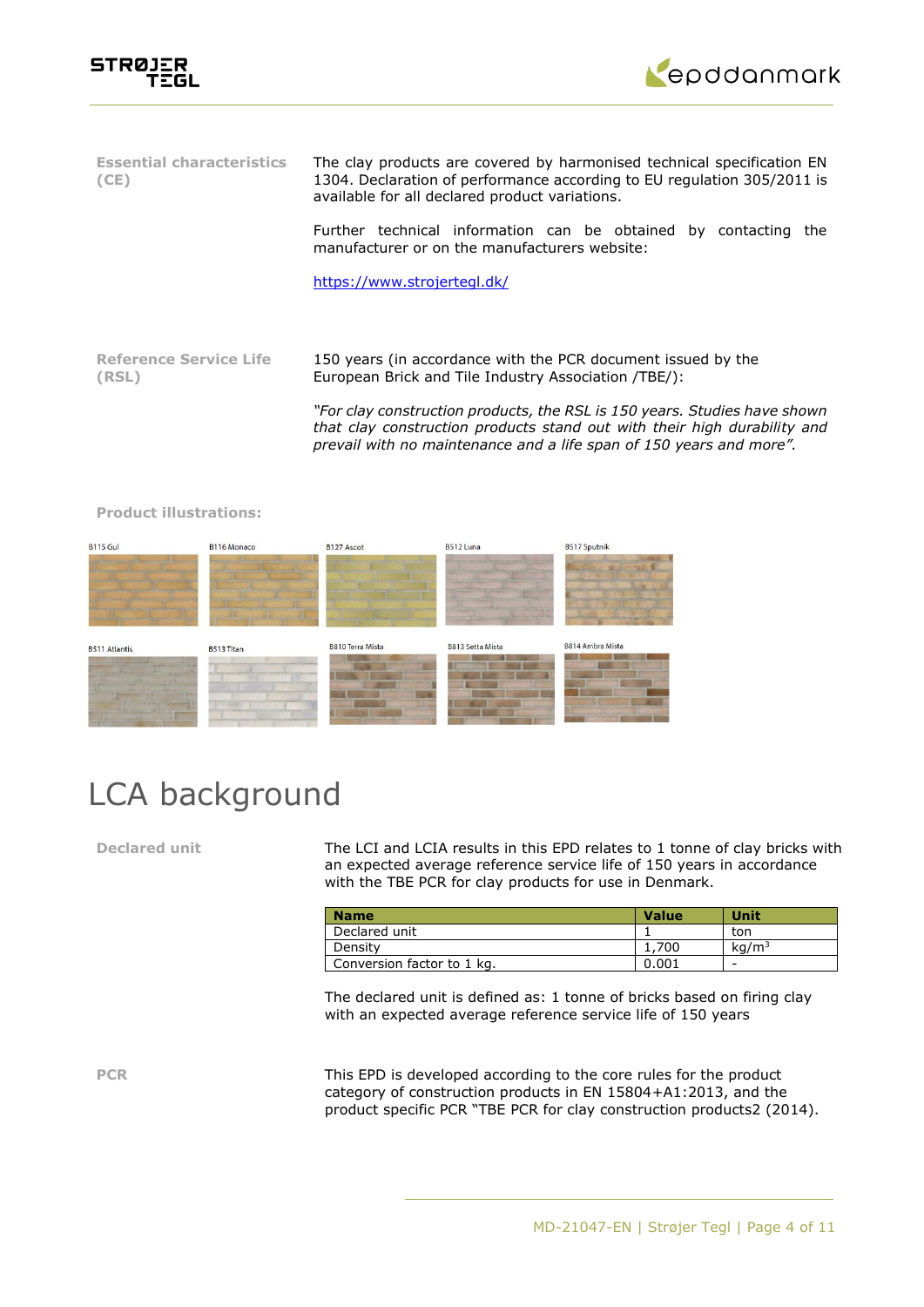**Essential characteristics (CE)**

The clay products are covered by harmonised technical specification EN 1304. Declaration of performance according to EU regulation 305/2011 is available for all declared product variations.

Further technical information can be obtained by contacting the manufacturer or on the manufacturers website:

https://www.strojertegl.dk/

**Reference Service Life (RSL)**

150 years (in accordance with the PCR document issued by the European Brick and Tile Industry Association /TBE/):

*"For clay construction products, the RSL is 150 years. Studies have shown that clay construction products stand out with their high durability and prevail with no maintenance and a life span of 150 years and more".*

**Product illustrations:**

B115 Gul, B116 Monaco, B127 Ascot, B512 Luna, B517 Sputnik

B511 Atlantis, B513 Titan, B810 Terra Mista, B813 Setta Mista, B814 Ambra Mista

# LCA background

**Declared unit**

The LCI and LCIA results in this EPD relates to 1 tonne of clay bricks with an expected average reference service life of 150 years in accordance with the TBE PCR for clay products for use in Denmark.

| Name | Value | Unit |
|---|---|---|
| Declared unit | 1 | ton |
| Density | 1,700 | kg/m$^3$ |
| Conversion factor to 1 kg. | 0.001 | - |

The declared unit is defined as: 1 tonne of bricks based on firing clay with an expected average reference service life of 150 years

**PCR**

This EPD is developed according to the core rules for the product category of construction products in EN 15804+A1:2013, and the product specific PCR "TBE PCR for clay construction products2 (2014).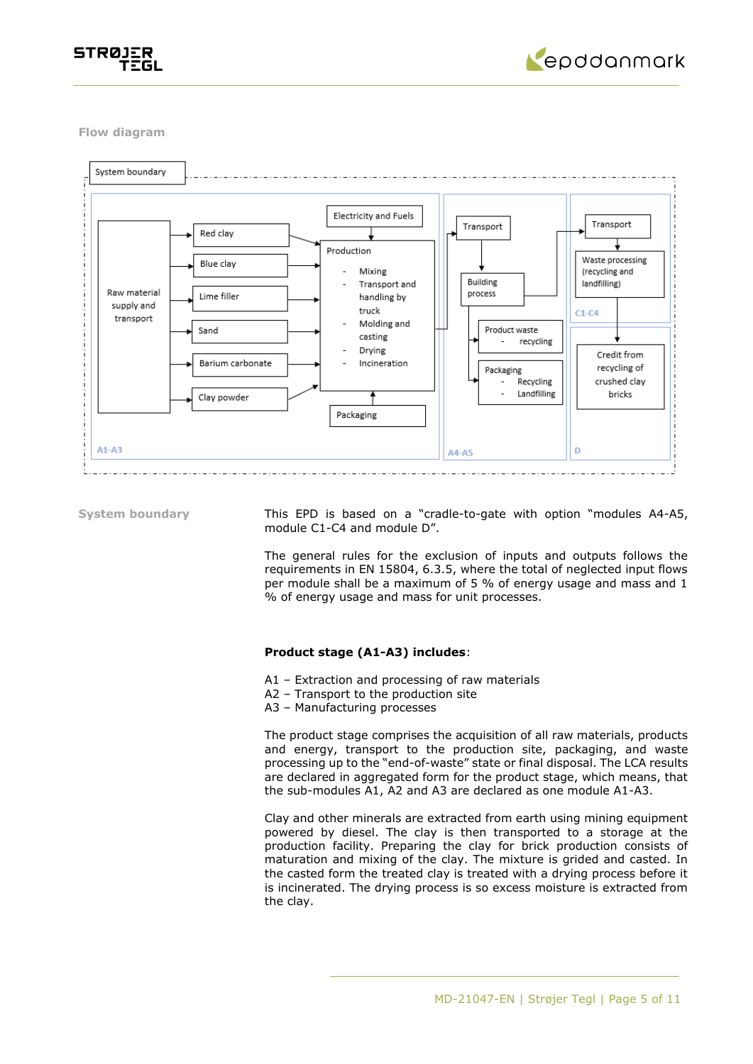## Flow diagram

System boundary

Raw material supply and transport

Red clay

Blue clay

Lime filler

Sand

Barium carbonate

Clay powder

Electricity and Fuels

Production
- Mixing
- Transport and handling by truck
- Molding and casting
- Drying
- Incineration

Packaging

A1-A3

Transport

Building process

Product waste
- recycling

Packaging
- Recycling
- Landfilling

A4-A5

Transport

Waste processing (recycling and landfilling)

C1-C4

Credit from recycling of crushed clay bricks

D

## System boundary

This EPD is based on a "cradle-to-gate with option "modules A4-A5, module C1-C4 and module D".

The general rules for the exclusion of inputs and outputs follows the requirements in EN 15804, 6.3.5, where the total of neglected input flows per module shall be a maximum of 5 % of energy usage and mass and 1 % of energy usage and mass for unit processes.

**Product stage (A1-A3) includes**:

A1 – Extraction and processing of raw materials
A2 – Transport to the production site
A3 – Manufacturing processes

The product stage comprises the acquisition of all raw materials, products and energy, transport to the production site, packaging, and waste processing up to the "end-of-waste" state or final disposal. The LCA results are declared in aggregated form for the product stage, which means, that the sub-modules A1, A2 and A3 are declared as one module A1-A3.

Clay and other minerals are extracted from earth using mining equipment powered by diesel. The clay is then transported to a storage at the production facility. Preparing the clay for brick production consists of maturation and mixing of the clay. The mixture is grided and casted. In the casted form the treated clay is treated with a drying process before it is incinerated. The drying process is so excess moisture is extracted from the clay.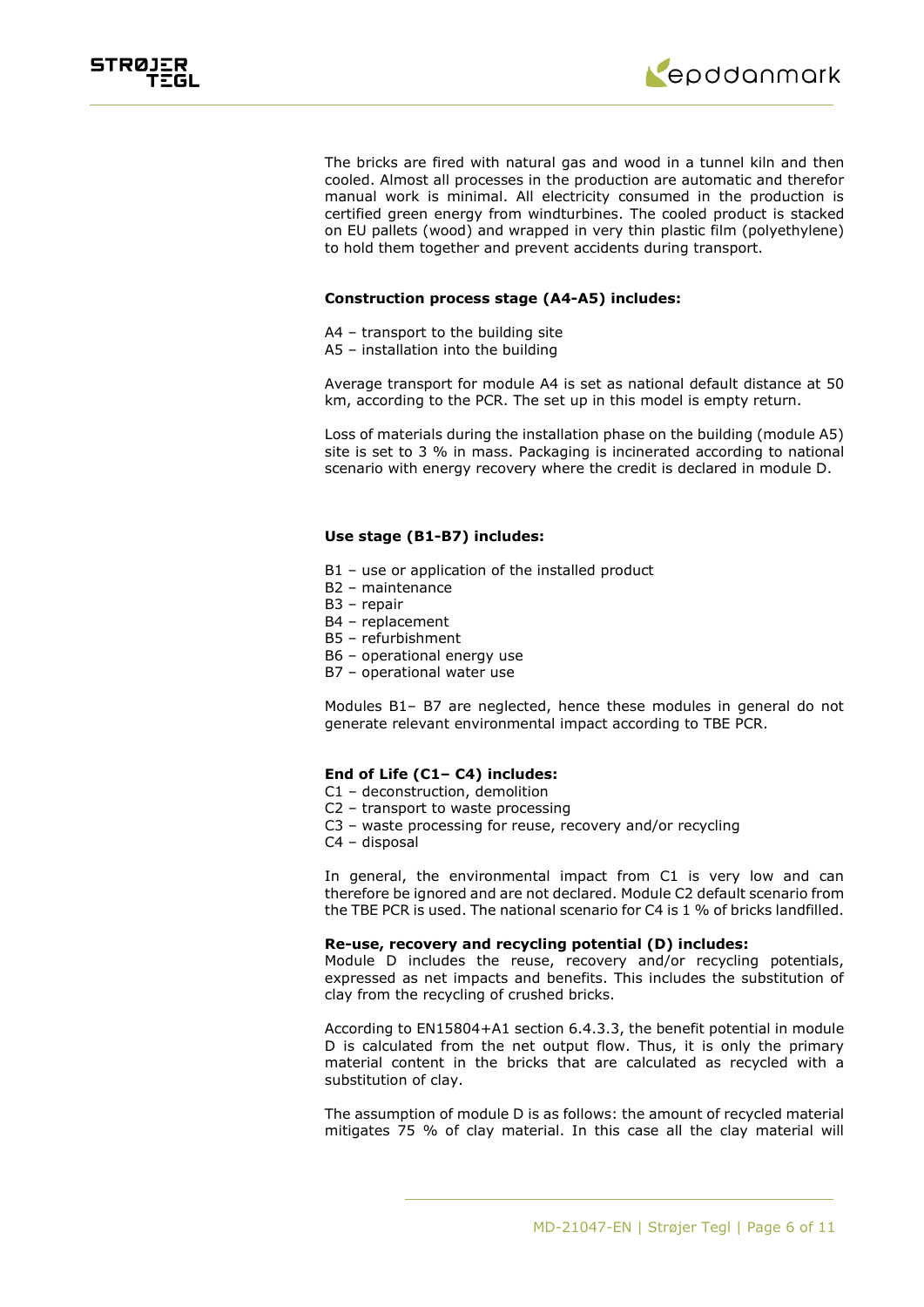The bricks are fired with natural gas and wood in a tunnel kiln and then cooled. Almost all processes in the production are automatic and therefor manual work is minimal. All electricity consumed in the production is certified green energy from windturbines. The cooled product is stacked on EU pallets (wood) and wrapped in very thin plastic film (polyethylene) to hold them together and prevent accidents during transport.

**Construction process stage (A4-A5) includes:**

A4 – transport to the building site
A5 – installation into the building

Average transport for module A4 is set as national default distance at 50 km, according to the PCR. The set up in this model is empty return.

Loss of materials during the installation phase on the building (module A5) site is set to 3 % in mass. Packaging is incinerated according to national scenario with energy recovery where the credit is declared in module D.

**Use stage (B1-B7) includes:**

B1 – use or application of the installed product
B2 – maintenance
B3 – repair
B4 – replacement
B5 – refurbishment
B6 – operational energy use
B7 – operational water use

Modules B1– B7 are neglected, hence these modules in general do not generate relevant environmental impact according to TBE PCR.

**End of Life (C1– C4) includes:**

C1 – deconstruction, demolition
C2 – transport to waste processing
C3 – waste processing for reuse, recovery and/or recycling
C4 – disposal

In general, the environmental impact from C1 is very low and can therefore be ignored and are not declared. Module C2 default scenario from the TBE PCR is used. The national scenario for C4 is 1 % of bricks landfilled.

**Re-use, recovery and recycling potential (D) includes:**

Module D includes the reuse, recovery and/or recycling potentials, expressed as net impacts and benefits. This includes the substitution of clay from the recycling of crushed bricks.

According to EN15804+A1 section 6.4.3.3, the benefit potential in module D is calculated from the net output flow. Thus, it is only the primary material content in the bricks that are calculated as recycled with a substitution of clay.

The assumption of module D is as follows: the amount of recycled material mitigates 75 % of clay material. In this case all the clay material will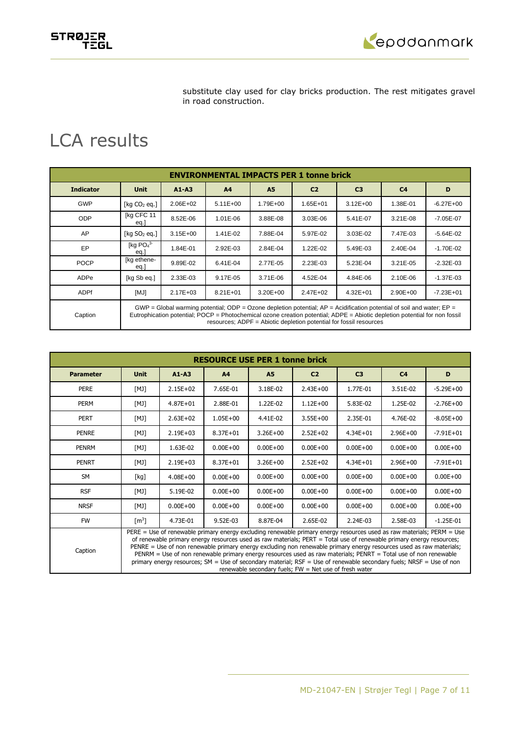substitute clay used for clay bricks production. The rest mitigates gravel in road construction.

# LCA results

| ENVIRONMENTAL IMPACTS PER 1 tonne brick | | | | | | | | |
|---|---|---|---|---|---|---|---|---|
| **Indicator** | **Unit** | **A1-A3** | **A4** | **A5** | **C2** | **C3** | **C4** | **D** |
| GWP | [kg $CO_2$ eq.] | 2.06E+02 | 5.11E+00 | 1.79E+00 | 1.65E+01 | 3.12E+00 | 1.38E-01 | -6.27E+00 |
| ODP | [kg CFC 11 eq.] | 8.52E-06 | 1.01E-06 | 3.88E-08 | 3.03E-06 | 5.41E-07 | 3.21E-08 | -7.05E-07 |
| AP | [kg $SO_2$ eq.] | 3.15E+00 | 1.41E-02 | 7.88E-04 | 5.97E-02 | 3.03E-02 | 7.47E-03 | -5.64E-02 |
| EP | [kg $PO_4^{3-}$ eq.] | 1.84E-01 | 2.92E-03 | 2.84E-04 | 1.22E-02 | 5.49E-03 | 2.40E-04 | -1.70E-02 |
| POCP | [kg ethene-eq.] | 9.89E-02 | 6.41E-04 | 2.77E-05 | 2.23E-03 | 5.23E-04 | 3.21E-05 | -2.32E-03 |
| ADPe | [kg Sb eq.] | 2.33E-03 | 9.17E-05 | 3.71E-06 | 4.52E-04 | 4.84E-06 | 2.10E-06 | -1.37E-03 |
| ADPf | [MJ] | 2.17E+03 | 8.21E+01 | 3.20E+00 | 2.47E+02 | 4.32E+01 | 2.90E+00 | -7.23E+01 |
| Caption | GWP = Global warming potential; ODP = Ozone depletion potential; AP = Acidification potential of soil and water; EP = Eutrophication potential; POCP = Photochemical ozone creation potential; ADPE = Abiotic depletion potential for non fossil resources; ADPF = Abiotic depletion potential for fossil resources | | | | | | | |

| RESOURCE USE PER 1 tonne brick | | | | | | | | |
|---|---|---|---|---|---|---|---|---|
| **Parameter** | **Unit** | **A1-A3** | **A4** | **A5** | **C2** | **C3** | **C4** | **D** |
| PERE | [MJ] | 2.15E+02 | 7.65E-01 | 3.18E-02 | 2.43E+00 | 1.77E-01 | 3.51E-02 | -5.29E+00 |
| PERM | [MJ] | 4.87E+01 | 2.88E-01 | 1.22E-02 | 1.12E+00 | 5.83E-02 | 1.25E-02 | -2.76E+00 |
| PERT | [MJ] | 2.63E+02 | 1.05E+00 | 4.41E-02 | 3.55E+00 | 2.35E-01 | 4.76E-02 | -8.05E+00 |
| PENRE | [MJ] | 2.19E+03 | 8.37E+01 | 3.26E+00 | 2.52E+02 | 4.34E+01 | 2.96E+00 | -7.91E+01 |
| PENRM | [MJ] | 1.63E-02 | 0.00E+00 | 0.00E+00 | 0.00E+00 | 0.00E+00 | 0.00E+00 | 0.00E+00 |
| PENRT | [MJ] | 2.19E+03 | 8.37E+01 | 3.26E+00 | 2.52E+02 | 4.34E+01 | 2.96E+00 | -7.91E+01 |
| SM | [kg] | 4.08E+00 | 0.00E+00 | 0.00E+00 | 0.00E+00 | 0.00E+00 | 0.00E+00 | 0.00E+00 |
| RSF | [MJ] | 5.19E-02 | 0.00E+00 | 0.00E+00 | 0.00E+00 | 0.00E+00 | 0.00E+00 | 0.00E+00 |
| NRSF | [MJ] | 0.00E+00 | 0.00E+00 | 0.00E+00 | 0.00E+00 | 0.00E+00 | 0.00E+00 | 0.00E+00 |
| FW | [$m^3$] | 4.73E-01 | 9.52E-03 | 8.87E-04 | 2.65E-02 | 2.24E-03 | 2.58E-03 | -1.25E-01 |
| Caption | PERE = Use of renewable primary energy excluding renewable primary energy resources used as raw materials; PERM = Use of renewable primary energy resources used as raw materials; PERT = Total use of renewable primary energy resources; PENRE = Use of non renewable primary energy excluding non renewable primary energy resources used as raw materials; PENRM = Use of non renewable primary energy resources used as raw materials; PENRT = Total use of non renewable primary energy resources; SM = Use of secondary material; RSF = Use of renewable secondary fuels; NRSF = Use of non renewable secondary fuels; FW = Net use of fresh water | | | | | | | |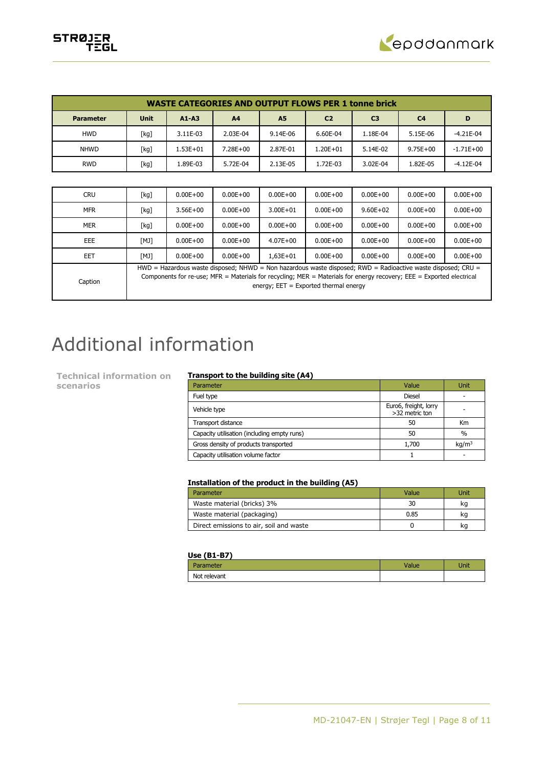| WASTE CATEGORIES AND OUTPUT FLOWS PER 1 tonne brick | | | | | | | | |
|---|---|---|---|---|---|---|---|---|
| **Parameter** | **Unit** | **A1-A3** | **A4** | **A5** | **C2** | **C3** | **C4** | **D** |
| HWD | [kg] | 3.11E-03 | 2.03E-04 | 9.14E-06 | 6.60E-04 | 1.18E-04 | 5.15E-06 | -4.21E-04 |
| NHWD | [kg] | 1.53E+01 | 7.28E+00 | 2.87E-01 | 1.20E+01 | 5.14E-02 | 9.75E+00 | -1.71E+00 |
| RWD | [kg] | 1.89E-03 | 5.72E-04 | 2.13E-05 | 1.72E-03 | 3.02E-04 | 1.82E-05 | -4.12E-04 |
| CRU | [kg] | 0.00E+00 | 0.00E+00 | 0.00E+00 | 0.00E+00 | 0.00E+00 | 0.00E+00 | 0.00E+00 |
| MFR | [kg] | 3.56E+00 | 0.00E+00 | 3.00E+01 | 0.00E+00 | 9.60E+02 | 0.00E+00 | 0.00E+00 |
| MER | [kg] | 0.00E+00 | 0.00E+00 | 0.00E+00 | 0.00E+00 | 0.00E+00 | 0.00E+00 | 0.00E+00 |
| EEE | [MJ] | 0.00E+00 | 0.00E+00 | 4.07E+00 | 0.00E+00 | 0.00E+00 | 0.00E+00 | 0.00E+00 |
| EET | [MJ] | 0.00E+00 | 0.00E+00 | 1,63E+01 | 0.00E+00 | 0.00E+00 | 0.00E+00 | 0.00E+00 |
| Caption | HWD = Hazardous waste disposed; NHWD = Non hazardous waste disposed; RWD = Radioactive waste disposed; CRU = Components for re-use; MFR = Materials for recycling; MER = Materials for energy recovery; EEE = Exported electrical energy; EET = Exported thermal energy | | | | | | | |

# Additional information

**Technical information on scenarios**

**Transport to the building site (A4)**

| Parameter | Value | Unit |
|---|---|---|
| Fuel type | Diesel | - |
| Vehicle type | Euro6, freight, lorry >32 metric ton | - |
| Transport distance | 50 | Km |
| Capacity utilisation (including empty runs) | 50 | % |
| Gross density of products transported | 1,700 | kg/m$^3$ |
| Capacity utilisation volume factor | 1 | - |

**Installation of the product in the building (A5)**

| Parameter | Value | Unit |
|---|---|---|
| Waste material (bricks) 3% | 30 | kg |
| Waste material (packaging) | 0.85 | kg |
| Direct emissions to air, soil and waste | 0 | kg |

**Use (B1-B7)**

| Parameter | Value | Unit |
|---|---|---|
| Not relevant | | |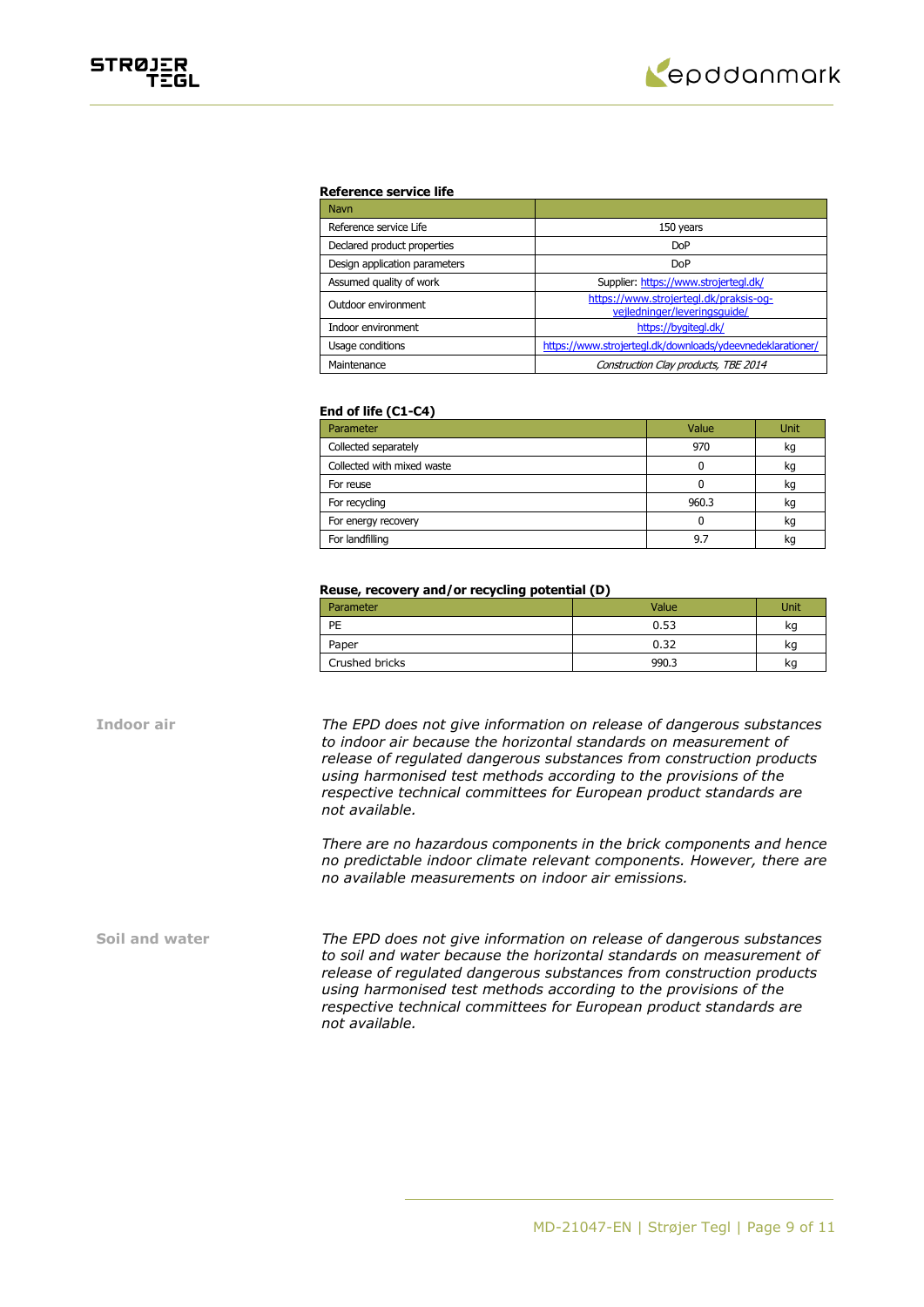### Reference service life

| Navn | |
|---|---|
| Reference service Life | 150 years |
| Declared product properties | DoP |
| Design application parameters | DoP |
| Assumed quality of work | Supplier: https://www.strojertegl.dk/ |
| Outdoor environment | https://www.strojertegl.dk/praksis-og-vejledninger/leveringsguide/ |
| Indoor environment | https://bygitegl.dk/ |
| Usage conditions | https://www.strojertegl.dk/downloads/ydeevnedeklarationer/ |
| Maintenance | *Construction Clay products, TBE 2014* |

### End of life (C1-C4)

| Parameter | Value | Unit |
|---|---|---|
| Collected separately | 970 | kg |
| Collected with mixed waste | 0 | kg |
| For reuse | 0 | kg |
| For recycling | 960.3 | kg |
| For energy recovery | 0 | kg |
| For landfilling | 9.7 | kg |

### Reuse, recovery and/or recycling potential (D)

| Parameter | Value | Unit |
|---|---|---|
| PE | 0.53 | kg |
| Paper | 0.32 | kg |
| Crushed bricks | 990.3 | kg |

**Indoor air**

*The EPD does not give information on release of dangerous substances to indoor air because the horizontal standards on measurement of release of regulated dangerous substances from construction products using harmonised test methods according to the provisions of the respective technical committees for European product standards are not available.*

*There are no hazardous components in the brick components and hence no predictable indoor climate relevant components. However, there are no available measurements on indoor air emissions.*

**Soil and water**

*The EPD does not give information on release of dangerous substances to soil and water because the horizontal standards on measurement of release of regulated dangerous substances from construction products using harmonised test methods according to the provisions of the respective technical committees for European product standards are not available.*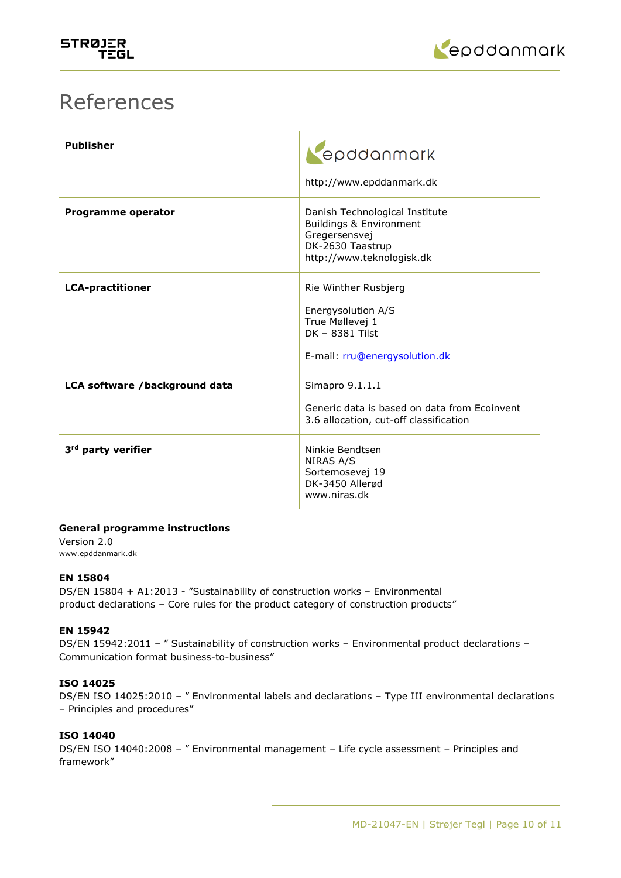# References

| | |
|---|---|
| **Publisher** | epddanmark<br><br>http://www.epddanmark.dk |
| **Programme operator** | Danish Technological Institute<br>Buildings & Environment<br>Gregersensvej<br>DK-2630 Taastrup<br>http://www.teknologisk.dk |
| **LCA-practitioner** | Rie Winther Rusbjerg<br><br>Energysolution A/S<br>True Møllevej 1<br>DK – 8381 Tilst<br><br>E-mail: rru@energysolution.dk |
| **LCA software /background data** | Simapro 9.1.1.1<br><br>Generic data is based on data from Ecoinvent 3.6 allocation, cut-off classification |
| **3rd party verifier** | Ninkie Bendtsen<br>NIRAS A/S<br>Sortemosevej 19<br>DK-3450 Allerød<br>www.niras.dk |

**General programme instructions**
Version 2.0
www.epddanmark.dk

**EN 15804**
DS/EN 15804 + A1:2013 - "Sustainability of construction works – Environmental product declarations – Core rules for the product category of construction products"

**EN 15942**
DS/EN 15942:2011 – " Sustainability of construction works – Environmental product declarations – Communication format business-to-business"

**ISO 14025**
DS/EN ISO 14025:2010 – " Environmental labels and declarations – Type III environmental declarations – Principles and procedures"

**ISO 14040**
DS/EN ISO 14040:2008 – " Environmental management – Life cycle assessment – Principles and framework"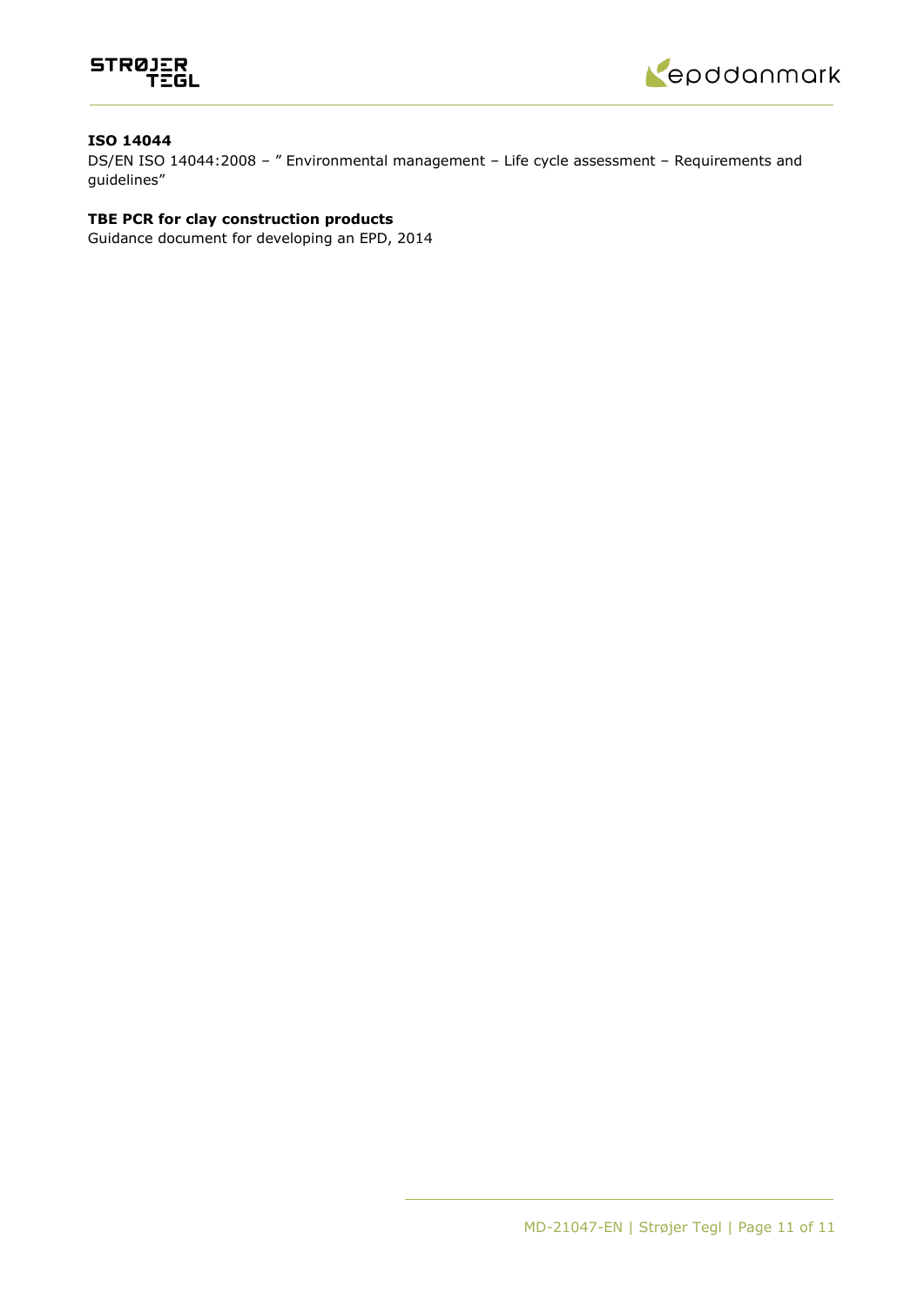**ISO 14044**

DS/EN ISO 14044:2008 – " Environmental management – Life cycle assessment – Requirements and guidelines"

**TBE PCR for clay construction products**

Guidance document for developing an EPD, 2014